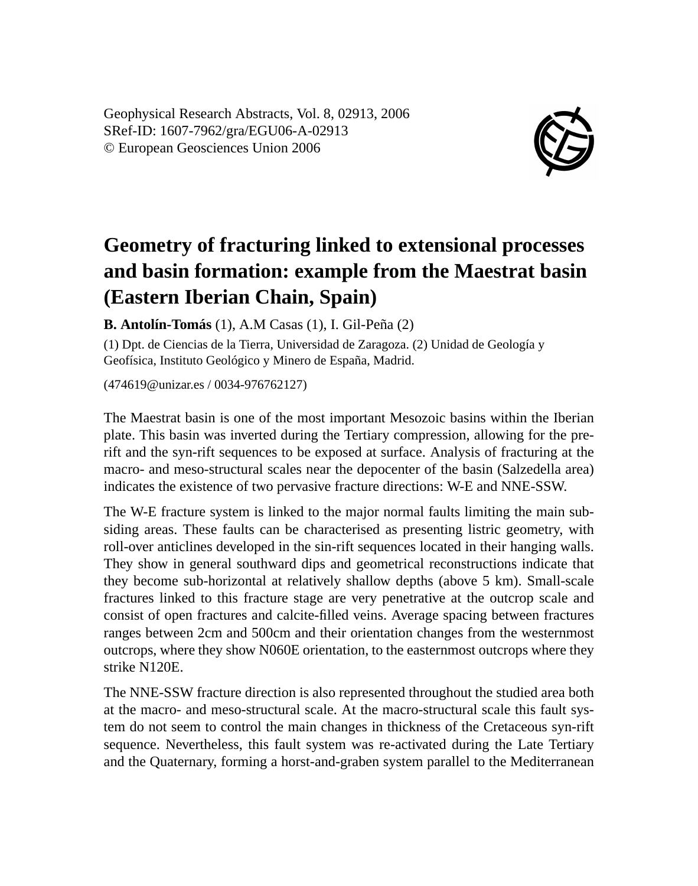# Geometry of fracturing linked to extensional processes and basin formation: example from the Maestrat basin (Eastern Iberian Chain, Spain)

**B. Antolín-Tomás** (1), A.M Casas (1), I. Gil-Peña (2)

(1) Dpt. de Ciencias de la Tierra, Universidad de Zaragoza. (2) Unidad de Geología y Geofísica, Instituto Geológico y Minero de España, Madrid.

(474619@unizar.es / 0034-976762127)

The Maestrat basin is one of the most important Mesozoic basins within the Iberian plate. This basin was inverted during the Tertiary compression, allowing for the pre-rift and the syn-rift sequences to be exposed at surface. Analysis of fracturing at the macro- and meso-structural scales near the depocenter of the basin (Salzedella area) indicates the existence of two pervasive fracture directions: W-E and NNE-SSW.

The W-E fracture system is linked to the major normal faults limiting the main subsiding areas. These faults can be characterised as presenting listric geometry, with roll-over anticlines developed in the sin-rift sequences located in their hanging walls. They show in general southward dips and geometrical reconstructions indicate that they become sub-horizontal at relatively shallow depths (above 5 km). Small-scale fractures linked to this fracture stage are very penetrative at the outcrop scale and consist of open fractures and calcite-filled veins. Average spacing between fractures ranges between 2cm and 500cm and their orientation changes from the westernmost outcrops, where they show N060E orientation, to the easternmost outcrops where they strike N120E.

The NNE-SSW fracture direction is also represented throughout the studied area both at the macro- and meso-structural scale. At the macro-structural scale this fault system do not seem to control the main changes in thickness of the Cretaceous syn-rift sequence. Nevertheless, this fault system was re-activated during the Late Tertiary and the Quaternary, forming a horst-and-graben system parallel to the Mediterranean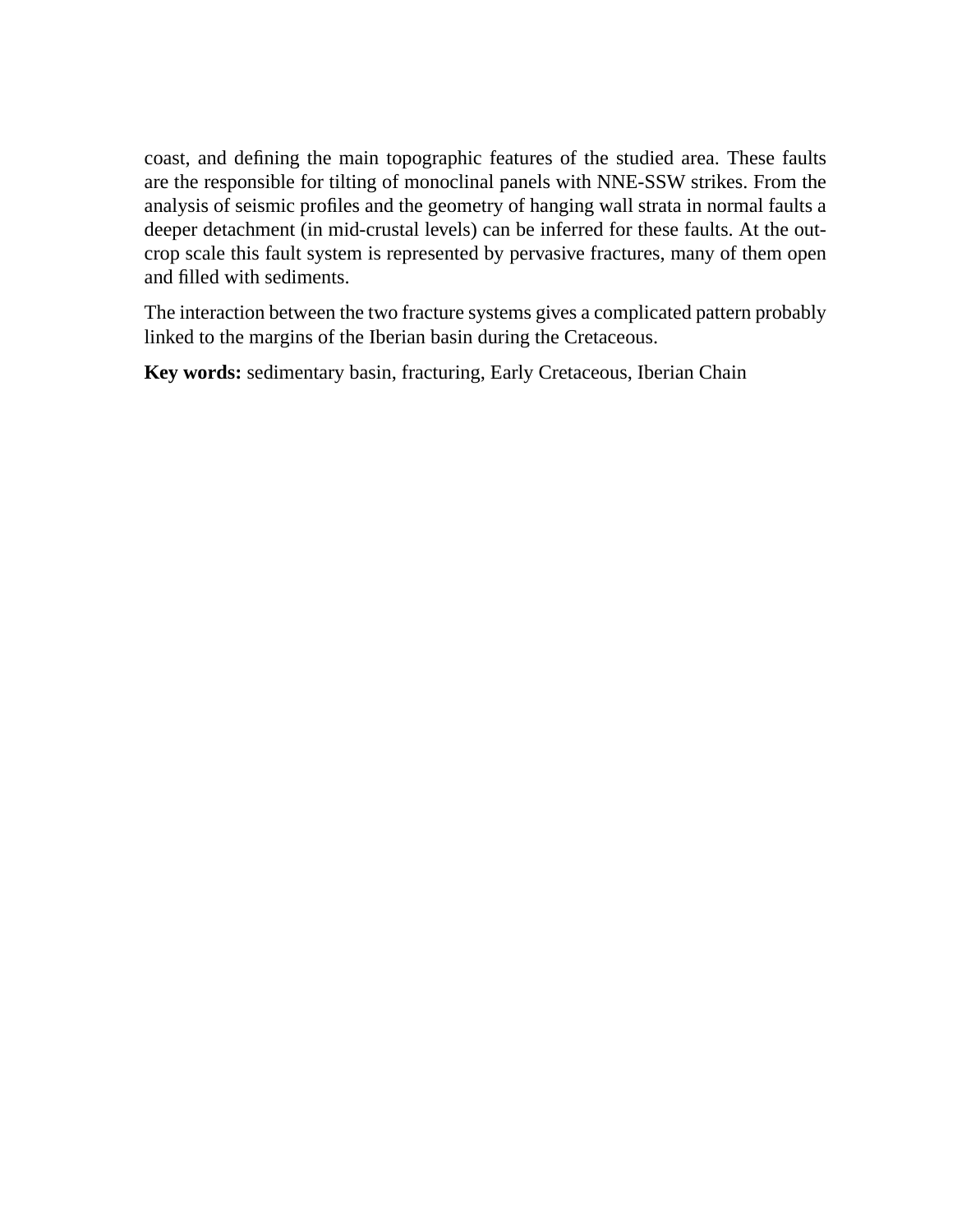coast, and defining the main topographic features of the studied area. These faults are the responsible for tilting of monoclinal panels with NNE-SSW strikes. From the analysis of seismic profiles and the geometry of hanging wall strata in normal faults a deeper detachment (in mid-crustal levels) can be inferred for these faults. At the outcrop scale this fault system is represented by pervasive fractures, many of them open and filled with sediments.

The interaction between the two fracture systems gives a complicated pattern probably linked to the margins of the Iberian basin during the Cretaceous.

**Key words:** sedimentary basin, fracturing, Early Cretaceous, Iberian Chain